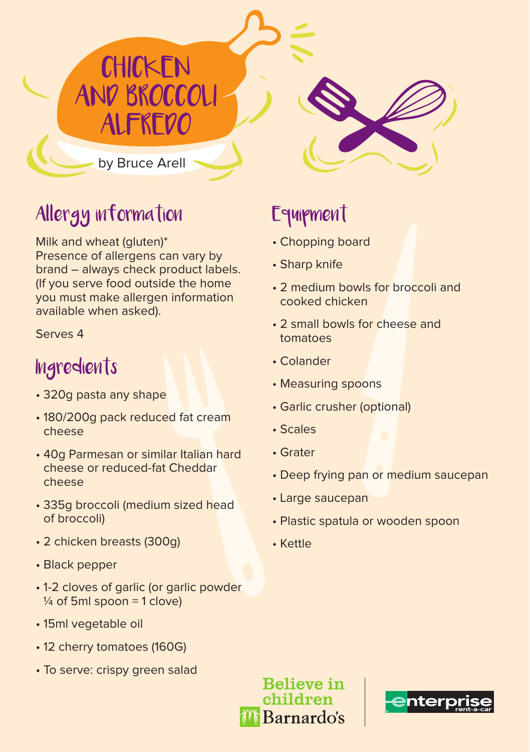# CHICKEN AND BROCCOLI ALFREDO

by Bruce Arell

## Allergy information

Milk and wheat (gluten)*
Presence of allergens can vary by brand – always check product labels. (If you serve food outside the home you must make allergen information available when asked).

Serves 4

## Ingredients

- 320g pasta any shape
- 180/200g pack reduced fat cream cheese
- 40g Parmesan or similar Italian hard cheese or reduced-fat Cheddar cheese
- 335g broccoli (medium sized head of broccoli)
- 2 chicken breasts (300g)
- Black pepper
- 1-2 cloves of garlic (or garlic powder ¼ of 5ml spoon = 1 clove)
- 15ml vegetable oil
- 12 cherry tomatoes (160G)
- To serve: crispy green salad

## Equipment

- Chopping board
- Sharp knife
- 2 medium bowls for broccoli and cooked chicken
- 2 small bowls for cheese and tomatoes
- Colander
- Measuring spoons
- Garlic crusher (optional)
- Scales
- Grater
- Deep frying pan or medium saucepan
- Large saucepan
- Plastic spatula or wooden spoon
- Kettle

Believe in children Barnardo's

enterprise rent-a-car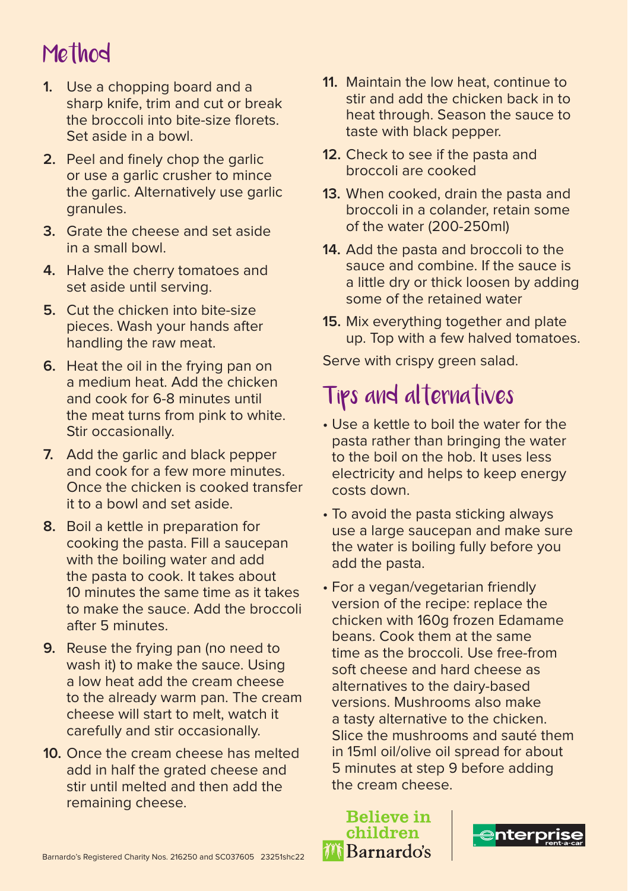## Method

1. Use a chopping board and a sharp knife, trim and cut or break the broccoli into bite-size florets. Set aside in a bowl.
2. Peel and finely chop the garlic or use a garlic crusher to mince the garlic. Alternatively use garlic granules.
3. Grate the cheese and set aside in a small bowl.
4. Halve the cherry tomatoes and set aside until serving.
5. Cut the chicken into bite-size pieces. Wash your hands after handling the raw meat.
6. Heat the oil in the frying pan on a medium heat. Add the chicken and cook for 6-8 minutes until the meat turns from pink to white. Stir occasionally.
7. Add the garlic and black pepper and cook for a few more minutes. Once the chicken is cooked transfer it to a bowl and set aside.
8. Boil a kettle in preparation for cooking the pasta. Fill a saucepan with the boiling water and add the pasta to cook. It takes about 10 minutes the same time as it takes to make the sauce. Add the broccoli after 5 minutes.
9. Reuse the frying pan (no need to wash it) to make the sauce. Using a low heat add the cream cheese to the already warm pan. The cream cheese will start to melt, watch it carefully and stir occasionally.
10. Once the cream cheese has melted add in half the grated cheese and stir until melted and then add the remaining cheese.
11. Maintain the low heat, continue to stir and add the chicken back in to heat through. Season the sauce to taste with black pepper.
12. Check to see if the pasta and broccoli are cooked
13. When cooked, drain the pasta and broccoli in a colander, retain some of the water (200-250ml)
14. Add the pasta and broccoli to the sauce and combine. If the sauce is a little dry or thick loosen by adding some of the retained water
15. Mix everything together and plate up. Top with a few halved tomatoes.

Serve with crispy green salad.

## Tips and alternatives

- Use a kettle to boil the water for the pasta rather than bringing the water to the boil on the hob. It uses less electricity and helps to keep energy costs down.
- To avoid the pasta sticking always use a large saucepan and make sure the water is boiling fully before you add the pasta.
- For a vegan/vegetarian friendly version of the recipe: replace the chicken with 160g frozen Edamame beans. Cook them at the same time as the broccoli. Use free-from soft cheese and hard cheese as alternatives to the dairy-based versions. Mushrooms also make a tasty alternative to the chicken. Slice the mushrooms and sauté them in 15ml oil/olive oil spread for about 5 minutes at step 9 before adding the cream cheese.

Believe in children Barnardo's

enterprise rent-a-car

Barnardo's Registered Charity Nos. 216250 and SC037605 23251shc22